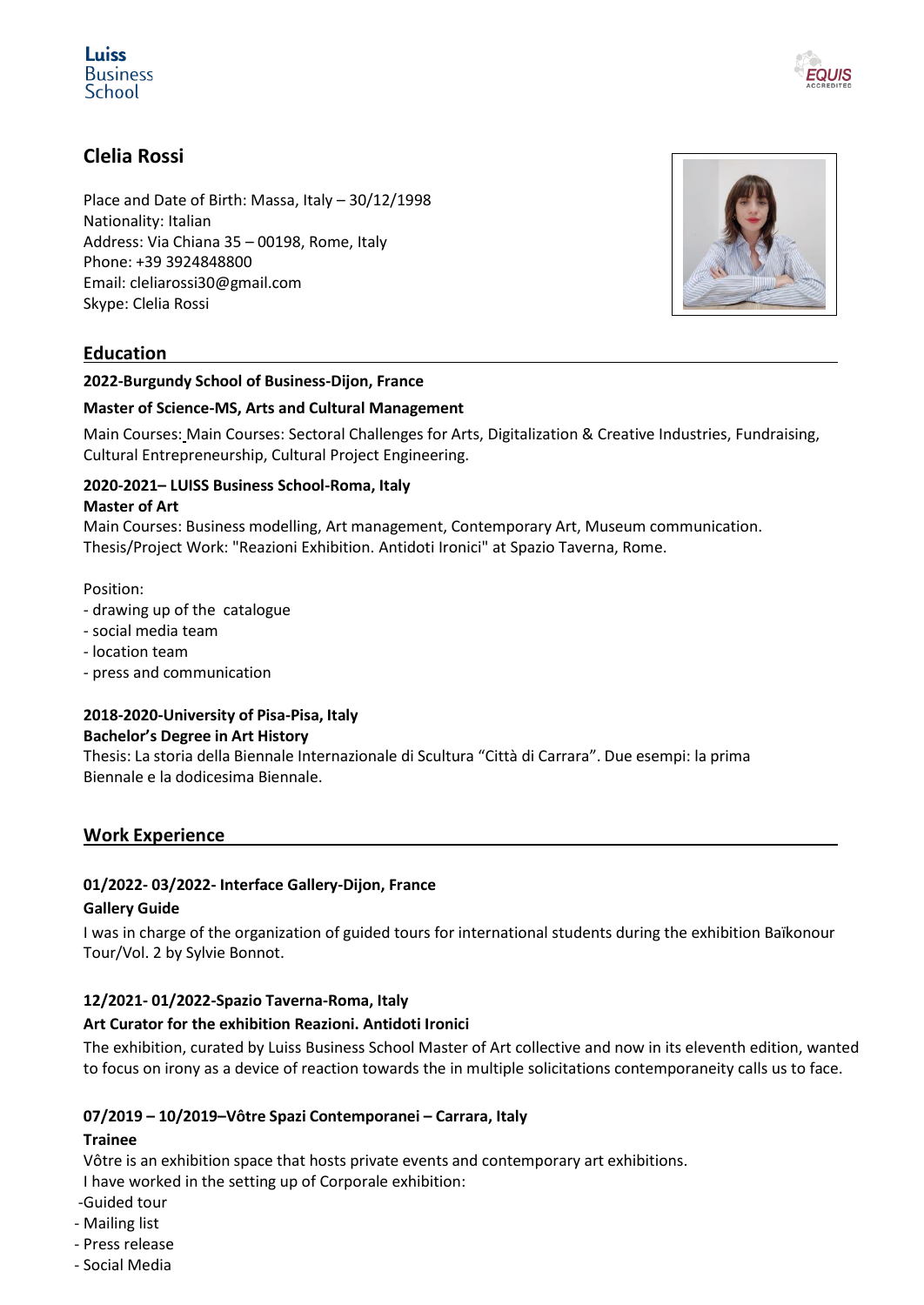Luiss Business School

# Clelia Rossi

Place and Date of Birth: Massa, Italy – 30/12/1998
Nationality: Italian
Address: Via Chiana 35 – 00198, Rome, Italy
Phone: +39 3924848800
Email: cleliarossi30@gmail.com
Skype: Clelia Rossi

## Education

**2022-Burgundy School of Business-Dijon, France**

**Master of Science-MS, Arts and Cultural Management**

Main Courses: Main Courses: Sectoral Challenges for Arts, Digitalization & Creative Industries, Fundraising, Cultural Entrepreneurship, Cultural Project Engineering.

**2020-2021– LUISS Business School-Roma, Italy**
**Master of Art**
Main Courses: Business modelling, Art management, Contemporary Art, Museum communication.
Thesis/Project Work: "Reazioni Exhibition. Antidoti Ironici" at Spazio Taverna, Rome.

Position:
- drawing up of the catalogue
- social media team
- location team
- press and communication

**2018-2020-University of Pisa-Pisa, Italy**
**Bachelor's Degree in Art History**
Thesis: La storia della Biennale Internazionale di Scultura "Città di Carrara". Due esempi: la prima Biennale e la dodicesima Biennale.

## Work Experience

**01/2022- 03/2022- Interface Gallery-Dijon, France**

**Gallery Guide**

I was in charge of the organization of guided tours for international students during the exhibition Baïkonour Tour/Vol. 2 by Sylvie Bonnot.

**12/2021- 01/2022-Spazio Taverna-Roma, Italy**

**Art Curator for the exhibition Reazioni. Antidoti Ironici**

The exhibition, curated by Luiss Business School Master of Art collective and now in its eleventh edition, wanted to focus on irony as a device of reaction towards the in multiple solicitations contemporaneity calls us to face.

**07/2019 – 10/2019–Vôtre Spazi Contemporanei – Carrara, Italy**

**Trainee**

Vôtre is an exhibition space that hosts private events and contemporary art exhibitions.
I have worked in the setting up of Corporale exhibition:
- Guided tour
- Mailing list
- Press release
- Social Media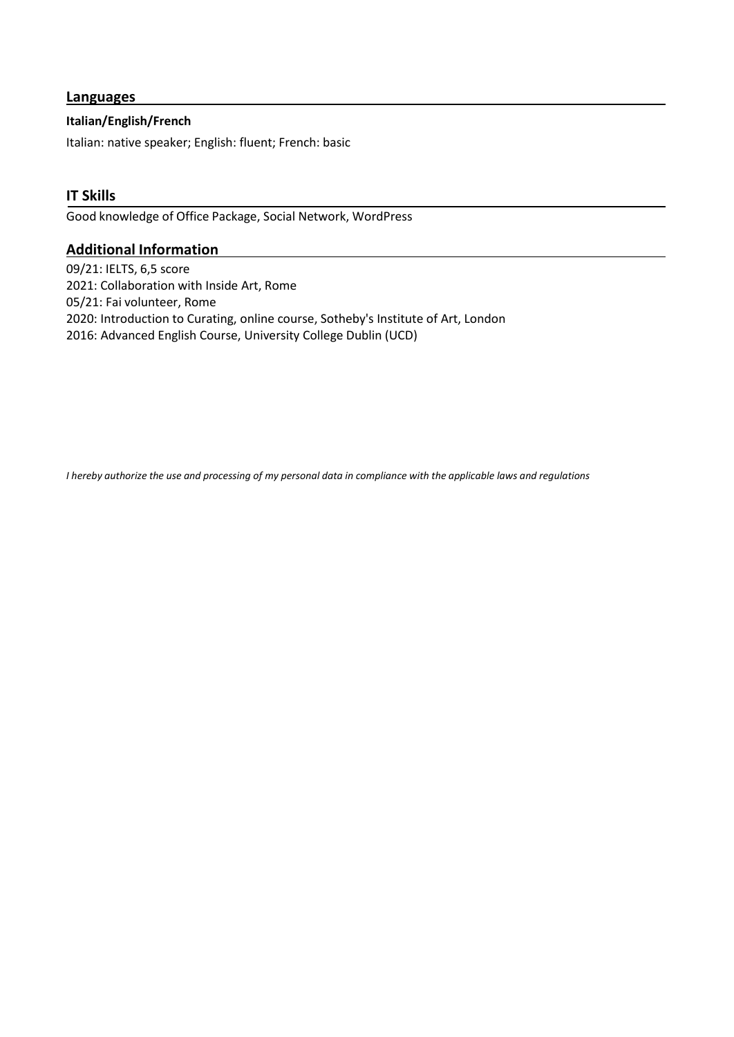## Languages

**Italian/English/French**

Italian: native speaker; English: fluent; French: basic

## IT Skills

Good knowledge of Office Package, Social Network, WordPress

## Additional Information

09/21: IELTS, 6,5 score
2021: Collaboration with Inside Art, Rome
05/21: Fai volunteer, Rome
2020: Introduction to Curating, online course, Sotheby's Institute of Art, London
2016: Advanced English Course, University College Dublin (UCD)

*I hereby authorize the use and processing of my personal data in compliance with the applicable laws and regulations*